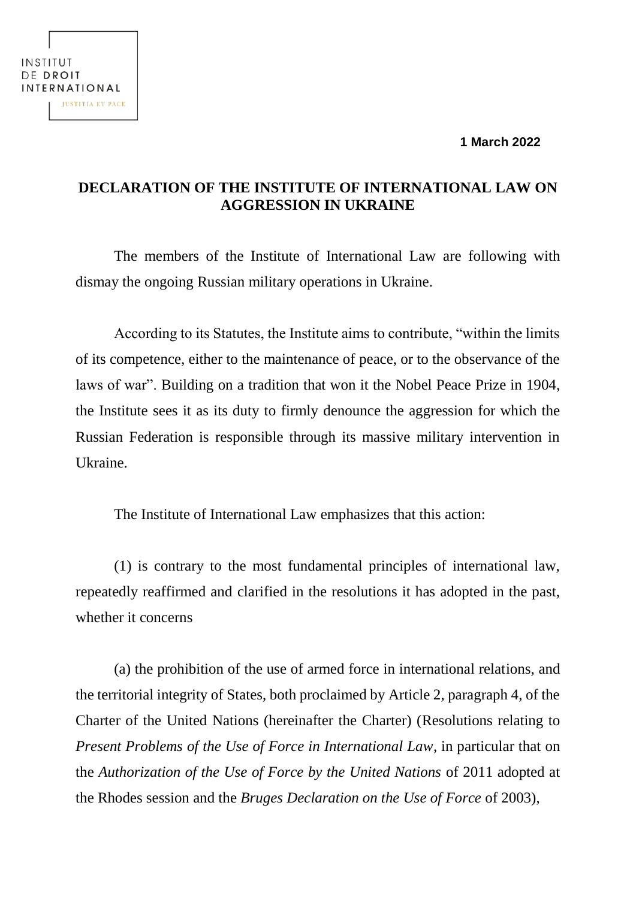INSTITUT DE DROIT INTERNATIONAL

JUSTITIA ET PACE

**1 March 2022**

# DECLARATION OF THE INSTITUTE OF INTERNATIONAL LAW ON AGGRESSION IN UKRAINE

The members of the Institute of International Law are following with dismay the ongoing Russian military operations in Ukraine.

According to its Statutes, the Institute aims to contribute, "within the limits of its competence, either to the maintenance of peace, or to the observance of the laws of war". Building on a tradition that won it the Nobel Peace Prize in 1904, the Institute sees it as its duty to firmly denounce the aggression for which the Russian Federation is responsible through its massive military intervention in Ukraine.

The Institute of International Law emphasizes that this action:

(1) is contrary to the most fundamental principles of international law, repeatedly reaffirmed and clarified in the resolutions it has adopted in the past, whether it concerns

(a) the prohibition of the use of armed force in international relations, and the territorial integrity of States, both proclaimed by Article 2, paragraph 4, of the Charter of the United Nations (hereinafter the Charter) (Resolutions relating to *Present Problems of the Use of Force in International Law*, in particular that on the *Authorization of the Use of Force by the United Nations* of 2011 adopted at the Rhodes session and the *Bruges Declaration on the Use of Force* of 2003),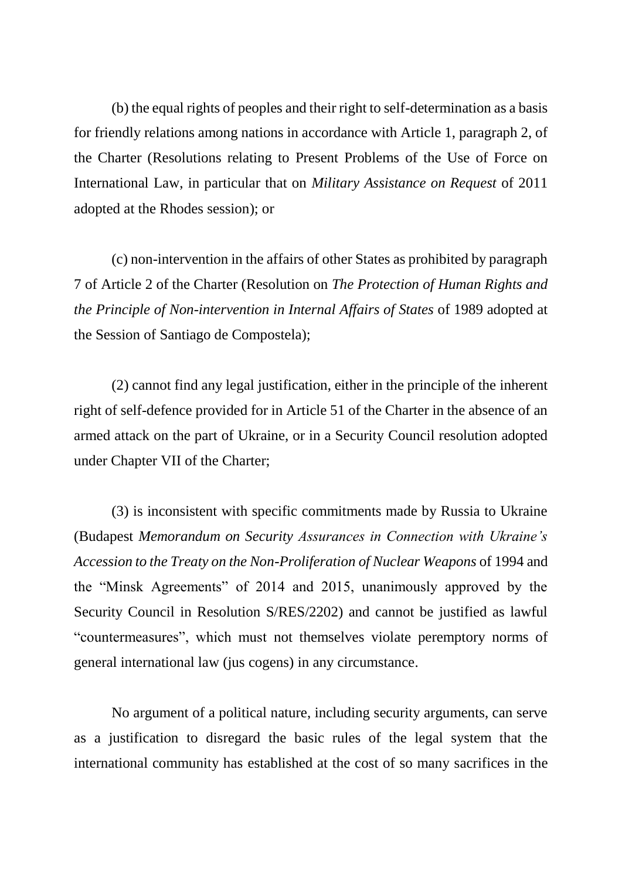(b) the equal rights of peoples and their right to self-determination as a basis for friendly relations among nations in accordance with Article 1, paragraph 2, of the Charter (Resolutions relating to Present Problems of the Use of Force on International Law, in particular that on *Military Assistance on Request* of 2011 adopted at the Rhodes session); or

(c) non-intervention in the affairs of other States as prohibited by paragraph 7 of Article 2 of the Charter (Resolution on *The Protection of Human Rights and the Principle of Non-intervention in Internal Affairs of States* of 1989 adopted at the Session of Santiago de Compostela);

(2) cannot find any legal justification, either in the principle of the inherent right of self-defence provided for in Article 51 of the Charter in the absence of an armed attack on the part of Ukraine, or in a Security Council resolution adopted under Chapter VII of the Charter;

(3) is inconsistent with specific commitments made by Russia to Ukraine (Budapest *Memorandum on Security Assurances in Connection with Ukraine's Accession to the Treaty on the Non-Proliferation of Nuclear Weapons* of 1994 and the "Minsk Agreements" of 2014 and 2015, unanimously approved by the Security Council in Resolution S/RES/2202) and cannot be justified as lawful "countermeasures", which must not themselves violate peremptory norms of general international law (jus cogens) in any circumstance.

No argument of a political nature, including security arguments, can serve as a justification to disregard the basic rules of the legal system that the international community has established at the cost of so many sacrifices in the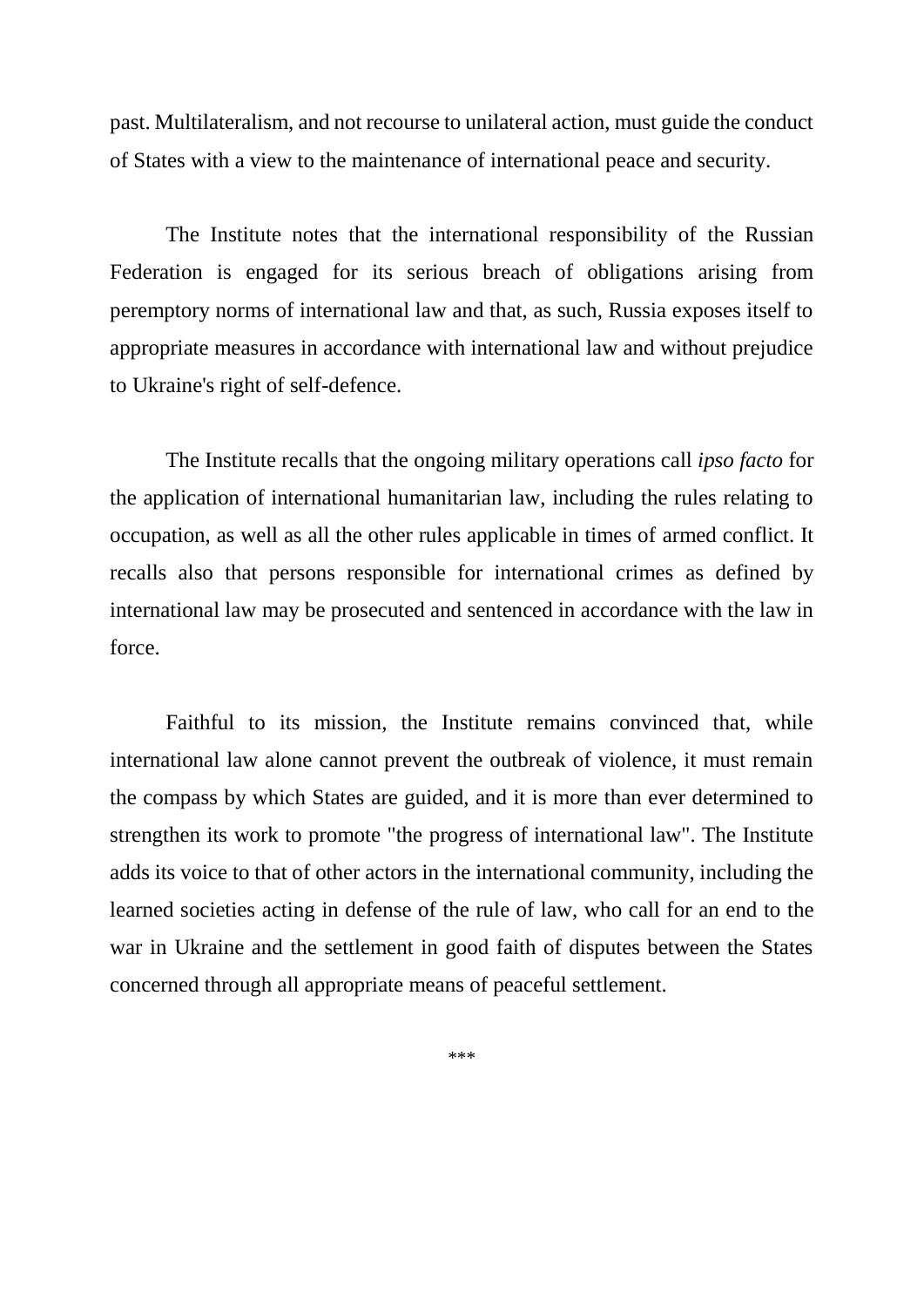past. Multilateralism, and not recourse to unilateral action, must guide the conduct of States with a view to the maintenance of international peace and security.

The Institute notes that the international responsibility of the Russian Federation is engaged for its serious breach of obligations arising from peremptory norms of international law and that, as such, Russia exposes itself to appropriate measures in accordance with international law and without prejudice to Ukraine's right of self-defence.

The Institute recalls that the ongoing military operations call *ipso facto* for the application of international humanitarian law, including the rules relating to occupation, as well as all the other rules applicable in times of armed conflict. It recalls also that persons responsible for international crimes as defined by international law may be prosecuted and sentenced in accordance with the law in force.

Faithful to its mission, the Institute remains convinced that, while international law alone cannot prevent the outbreak of violence, it must remain the compass by which States are guided, and it is more than ever determined to strengthen its work to promote "the progress of international law". The Institute adds its voice to that of other actors in the international community, including the learned societies acting in defense of the rule of law, who call for an end to the war in Ukraine and the settlement in good faith of disputes between the States concerned through all appropriate means of peaceful settlement.

***